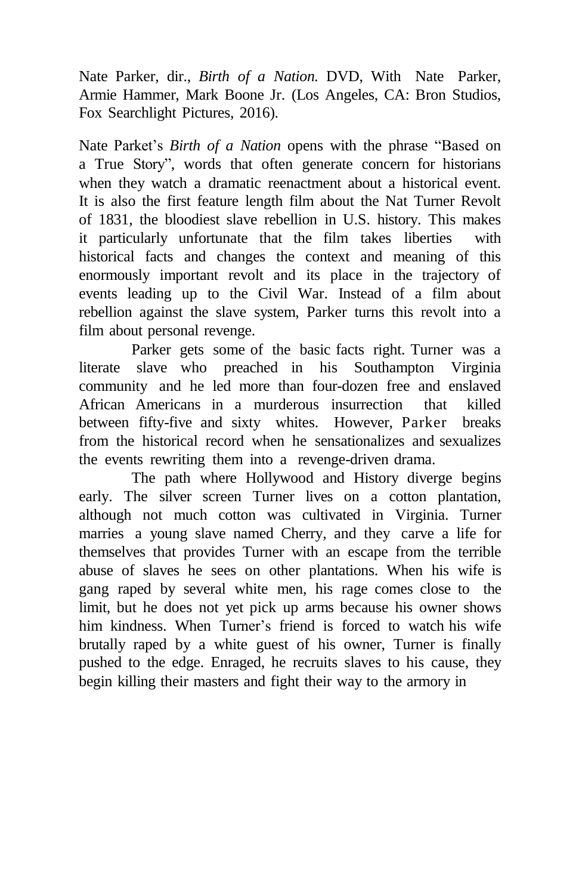Nate Parker, dir., *Birth of a Nation.* DVD, With Nate Parker, Armie Hammer, Mark Boone Jr. (Los Angeles, CA: Bron Studios, Fox Searchlight Pictures, 2016).

Nate Parket's *Birth of a Nation* opens with the phrase "Based on a True Story", words that often generate concern for historians when they watch a dramatic reenactment about a historical event. It is also the first feature length film about the Nat Turner Revolt of 1831, the bloodiest slave rebellion in U.S. history. This makes it particularly unfortunate that the film takes liberties with historical facts and changes the context and meaning of this enormously important revolt and its place in the trajectory of events leading up to the Civil War. Instead of a film about rebellion against the slave system, Parker turns this revolt into a film about personal revenge.

Parker gets some of the basic facts right. Turner was a literate slave who preached in his Southampton Virginia community and he led more than four-dozen free and enslaved African Americans in a murderous insurrection that killed between fifty-five and sixty whites. However, Parker breaks from the historical record when he sensationalizes and sexualizes the events rewriting them into a revenge-driven drama.

The path where Hollywood and History diverge begins early. The silver screen Turner lives on a cotton plantation, although not much cotton was cultivated in Virginia. Turner marries a young slave named Cherry, and they carve a life for themselves that provides Turner with an escape from the terrible abuse of slaves he sees on other plantations. When his wife is gang raped by several white men, his rage comes close to the limit, but he does not yet pick up arms because his owner shows him kindness. When Turner's friend is forced to watch his wife brutally raped by a white guest of his owner, Turner is finally pushed to the edge. Enraged, he recruits slaves to his cause, they begin killing their masters and fight their way to the armory in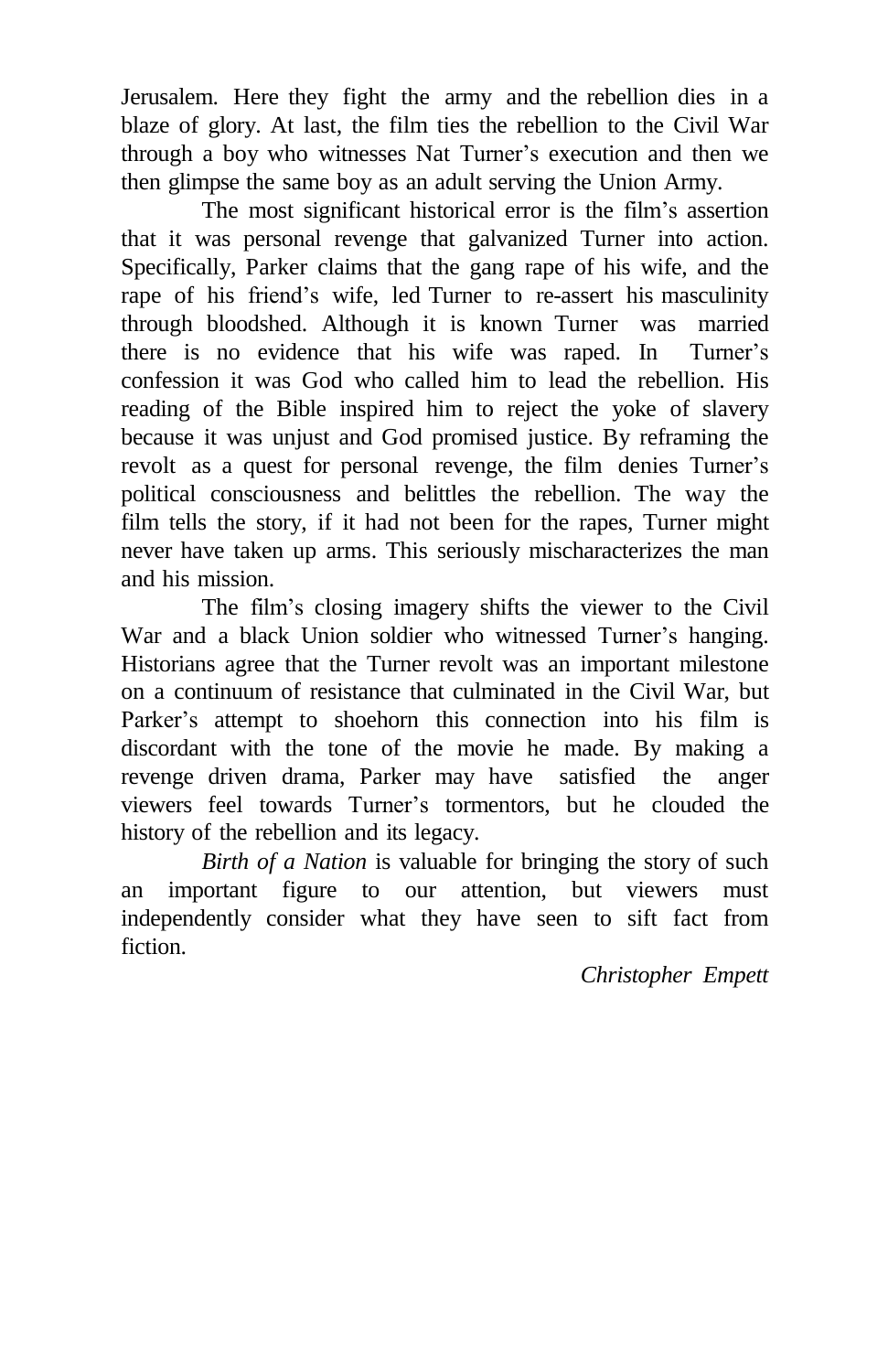Jerusalem. Here they fight the army and the rebellion dies in a blaze of glory. At last, the film ties the rebellion to the Civil War through a boy who witnesses Nat Turner's execution and then we then glimpse the same boy as an adult serving the Union Army.

The most significant historical error is the film's assertion that it was personal revenge that galvanized Turner into action. Specifically, Parker claims that the gang rape of his wife, and the rape of his friend's wife, led Turner to re-assert his masculinity through bloodshed. Although it is known Turner was married there is no evidence that his wife was raped. In Turner's confession it was God who called him to lead the rebellion. His reading of the Bible inspired him to reject the yoke of slavery because it was unjust and God promised justice. By reframing the revolt as a quest for personal revenge, the film denies Turner's political consciousness and belittles the rebellion. The way the film tells the story, if it had not been for the rapes, Turner might never have taken up arms. This seriously mischaracterizes the man and his mission.

The film's closing imagery shifts the viewer to the Civil War and a black Union soldier who witnessed Turner's hanging. Historians agree that the Turner revolt was an important milestone on a continuum of resistance that culminated in the Civil War, but Parker's attempt to shoehorn this connection into his film is discordant with the tone of the movie he made. By making a revenge driven drama, Parker may have satisfied the anger viewers feel towards Turner's tormentors, but he clouded the history of the rebellion and its legacy.

*Birth of a Nation* is valuable for bringing the story of such an important figure to our attention, but viewers must independently consider what they have seen to sift fact from fiction.

*Christopher Empett*